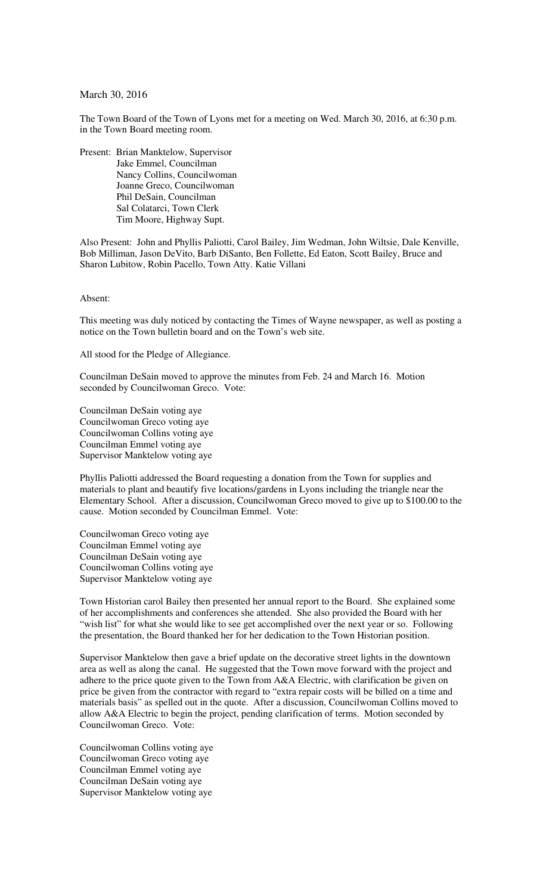March 30, 2016

The Town Board of the Town of Lyons met for a meeting on Wed. March 30, 2016, at 6:30 p.m. in the Town Board meeting room.

Present: Brian Manktelow, Supervisor
Jake Emmel, Councilman
Nancy Collins, Councilwoman
Joanne Greco, Councilwoman
Phil DeSain, Councilman
Sal Colatarci, Town Clerk
Tim Moore, Highway Supt.

Also Present: John and Phyllis Paliotti, Carol Bailey, Jim Wedman, John Wiltsie, Dale Kenville, Bob Milliman, Jason DeVito, Barb DiSanto, Ben Follette, Ed Eaton, Scott Bailey, Bruce and Sharon Lubitow, Robin Pacello, Town Atty. Katie Villani

Absent:

This meeting was duly noticed by contacting the Times of Wayne newspaper, as well as posting a notice on the Town bulletin board and on the Town's web site.

All stood for the Pledge of Allegiance.

Councilman DeSain moved to approve the minutes from Feb. 24 and March 16. Motion seconded by Councilwoman Greco. Vote:

Councilman DeSain voting aye
Councilwoman Greco voting aye
Councilwoman Collins voting aye
Councilman Emmel voting aye
Supervisor Manktelow voting aye

Phyllis Paliotti addressed the Board requesting a donation from the Town for supplies and materials to plant and beautify five locations/gardens in Lyons including the triangle near the Elementary School. After a discussion, Councilwoman Greco moved to give up to $100.00 to the cause. Motion seconded by Councilman Emmel. Vote:

Councilwoman Greco voting aye
Councilman Emmel voting aye
Councilman DeSain voting aye
Councilwoman Collins voting aye
Supervisor Manktelow voting aye

Town Historian carol Bailey then presented her annual report to the Board. She explained some of her accomplishments and conferences she attended. She also provided the Board with her "wish list" for what she would like to see get accomplished over the next year or so. Following the presentation, the Board thanked her for her dedication to the Town Historian position.

Supervisor Manktelow then gave a brief update on the decorative street lights in the downtown area as well as along the canal. He suggested that the Town move forward with the project and adhere to the price quote given to the Town from A&A Electric, with clarification be given on price be given from the contractor with regard to "extra repair costs will be billed on a time and materials basis" as spelled out in the quote. After a discussion, Councilwoman Collins moved to allow A&A Electric to begin the project, pending clarification of terms. Motion seconded by Councilwoman Greco. Vote:

Councilwoman Collins voting aye
Councilwoman Greco voting aye
Councilman Emmel voting aye
Councilman DeSain voting aye
Supervisor Manktelow voting aye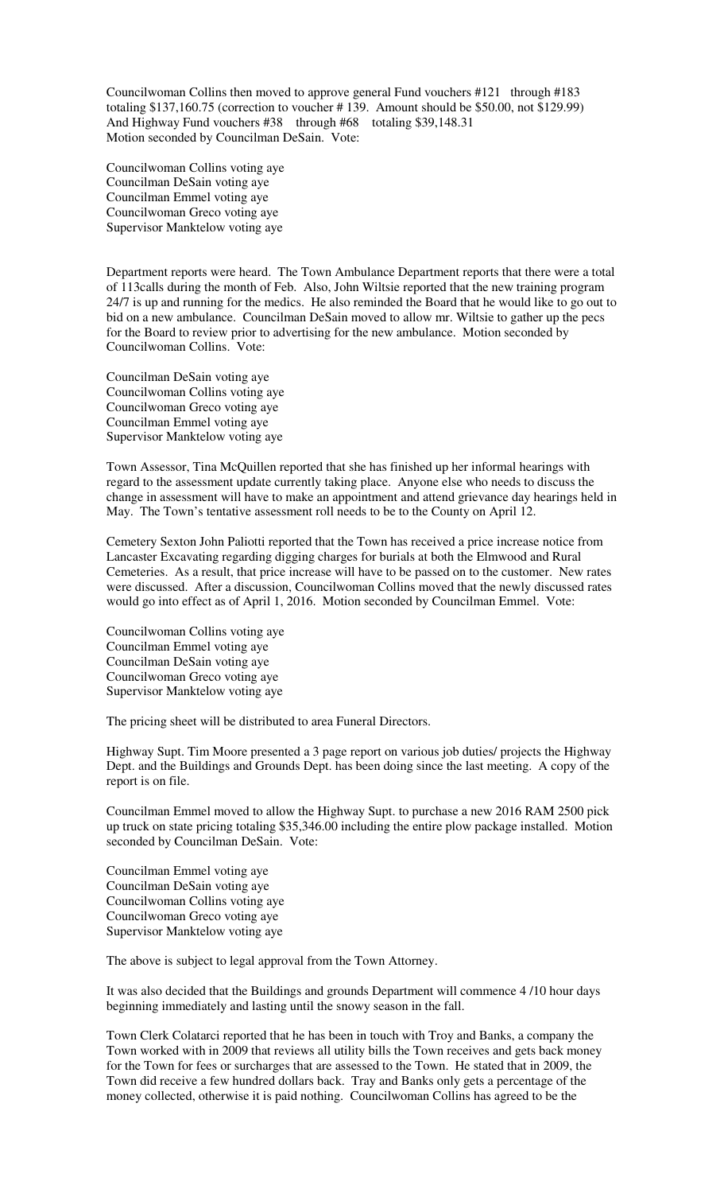Councilwoman Collins then moved to approve general Fund vouchers #121 through #183 totaling $137,160.75 (correction to voucher # 139. Amount should be $50.00, not $129.99) And Highway Fund vouchers #38 through #68 totaling $39,148.31 Motion seconded by Councilman DeSain. Vote:

Councilwoman Collins voting aye
Councilman DeSain voting aye
Councilman Emmel voting aye
Councilwoman Greco voting aye
Supervisor Manktelow voting aye

Department reports were heard. The Town Ambulance Department reports that there were a total of 113calls during the month of Feb. Also, John Wiltsie reported that the new training program 24/7 is up and running for the medics. He also reminded the Board that he would like to go out to bid on a new ambulance. Councilman DeSain moved to allow mr. Wiltsie to gather up the pecs for the Board to review prior to advertising for the new ambulance. Motion seconded by Councilwoman Collins. Vote:

Councilman DeSain voting aye
Councilwoman Collins voting aye
Councilwoman Greco voting aye
Councilman Emmel voting aye
Supervisor Manktelow voting aye

Town Assessor, Tina McQuillen reported that she has finished up her informal hearings with regard to the assessment update currently taking place. Anyone else who needs to discuss the change in assessment will have to make an appointment and attend grievance day hearings held in May. The Town's tentative assessment roll needs to be to the County on April 12.

Cemetery Sexton John Paliotti reported that the Town has received a price increase notice from Lancaster Excavating regarding digging charges for burials at both the Elmwood and Rural Cemeteries. As a result, that price increase will have to be passed on to the customer. New rates were discussed. After a discussion, Councilwoman Collins moved that the newly discussed rates would go into effect as of April 1, 2016. Motion seconded by Councilman Emmel. Vote:

Councilwoman Collins voting aye
Councilman Emmel voting aye
Councilman DeSain voting aye
Councilwoman Greco voting aye
Supervisor Manktelow voting aye

The pricing sheet will be distributed to area Funeral Directors.

Highway Supt. Tim Moore presented a 3 page report on various job duties/ projects the Highway Dept. and the Buildings and Grounds Dept. has been doing since the last meeting. A copy of the report is on file.

Councilman Emmel moved to allow the Highway Supt. to purchase a new 2016 RAM 2500 pick up truck on state pricing totaling $35,346.00 including the entire plow package installed. Motion seconded by Councilman DeSain. Vote:

Councilman Emmel voting aye
Councilman DeSain voting aye
Councilwoman Collins voting aye
Councilwoman Greco voting aye
Supervisor Manktelow voting aye

The above is subject to legal approval from the Town Attorney.

It was also decided that the Buildings and grounds Department will commence 4 /10 hour days beginning immediately and lasting until the snowy season in the fall.

Town Clerk Colatarci reported that he has been in touch with Troy and Banks, a company the Town worked with in 2009 that reviews all utility bills the Town receives and gets back money for the Town for fees or surcharges that are assessed to the Town. He stated that in 2009, the Town did receive a few hundred dollars back. Tray and Banks only gets a percentage of the money collected, otherwise it is paid nothing. Councilwoman Collins has agreed to be the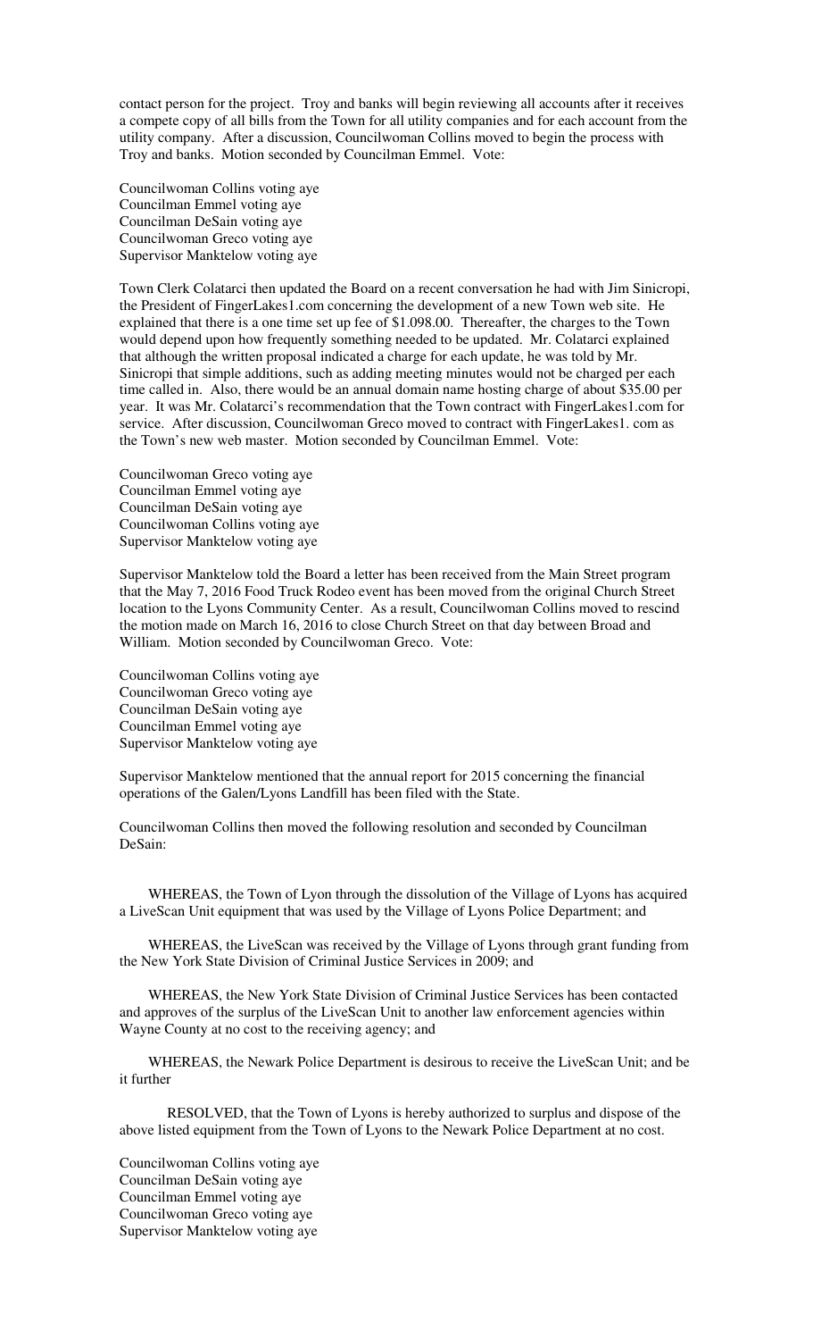contact person for the project. Troy and banks will begin reviewing all accounts after it receives a compete copy of all bills from the Town for all utility companies and for each account from the utility company. After a discussion, Councilwoman Collins moved to begin the process with Troy and banks. Motion seconded by Councilman Emmel. Vote:

Councilwoman Collins voting aye
Councilman Emmel voting aye
Councilman DeSain voting aye
Councilwoman Greco voting aye
Supervisor Manktelow voting aye

Town Clerk Colatarci then updated the Board on a recent conversation he had with Jim Sinicropi, the President of FingerLakes1.com concerning the development of a new Town web site. He explained that there is a one time set up fee of $1.098.00. Thereafter, the charges to the Town would depend upon how frequently something needed to be updated. Mr. Colatarci explained that although the written proposal indicated a charge for each update, he was told by Mr. Sinicropi that simple additions, such as adding meeting minutes would not be charged per each time called in. Also, there would be an annual domain name hosting charge of about $35.00 per year. It was Mr. Colatarci's recommendation that the Town contract with FingerLakes1.com for service. After discussion, Councilwoman Greco moved to contract with FingerLakes1. com as the Town's new web master. Motion seconded by Councilman Emmel. Vote:

Councilwoman Greco voting aye
Councilman Emmel voting aye
Councilman DeSain voting aye
Councilwoman Collins voting aye
Supervisor Manktelow voting aye

Supervisor Manktelow told the Board a letter has been received from the Main Street program that the May 7, 2016 Food Truck Rodeo event has been moved from the original Church Street location to the Lyons Community Center. As a result, Councilwoman Collins moved to rescind the motion made on March 16, 2016 to close Church Street on that day between Broad and William. Motion seconded by Councilwoman Greco. Vote:

Councilwoman Collins voting aye
Councilwoman Greco voting aye
Councilman DeSain voting aye
Councilman Emmel voting aye
Supervisor Manktelow voting aye

Supervisor Manktelow mentioned that the annual report for 2015 concerning the financial operations of the Galen/Lyons Landfill has been filed with the State.

Councilwoman Collins then moved the following resolution and seconded by Councilman DeSain:

WHEREAS, the Town of Lyon through the dissolution of the Village of Lyons has acquired a LiveScan Unit equipment that was used by the Village of Lyons Police Department; and

WHEREAS, the LiveScan was received by the Village of Lyons through grant funding from the New York State Division of Criminal Justice Services in 2009; and

WHEREAS, the New York State Division of Criminal Justice Services has been contacted and approves of the surplus of the LiveScan Unit to another law enforcement agencies within Wayne County at no cost to the receiving agency; and

WHEREAS, the Newark Police Department is desirous to receive the LiveScan Unit; and be it further

RESOLVED, that the Town of Lyons is hereby authorized to surplus and dispose of the above listed equipment from the Town of Lyons to the Newark Police Department at no cost.

Councilwoman Collins voting aye
Councilman DeSain voting aye
Councilman Emmel voting aye
Councilwoman Greco voting aye
Supervisor Manktelow voting aye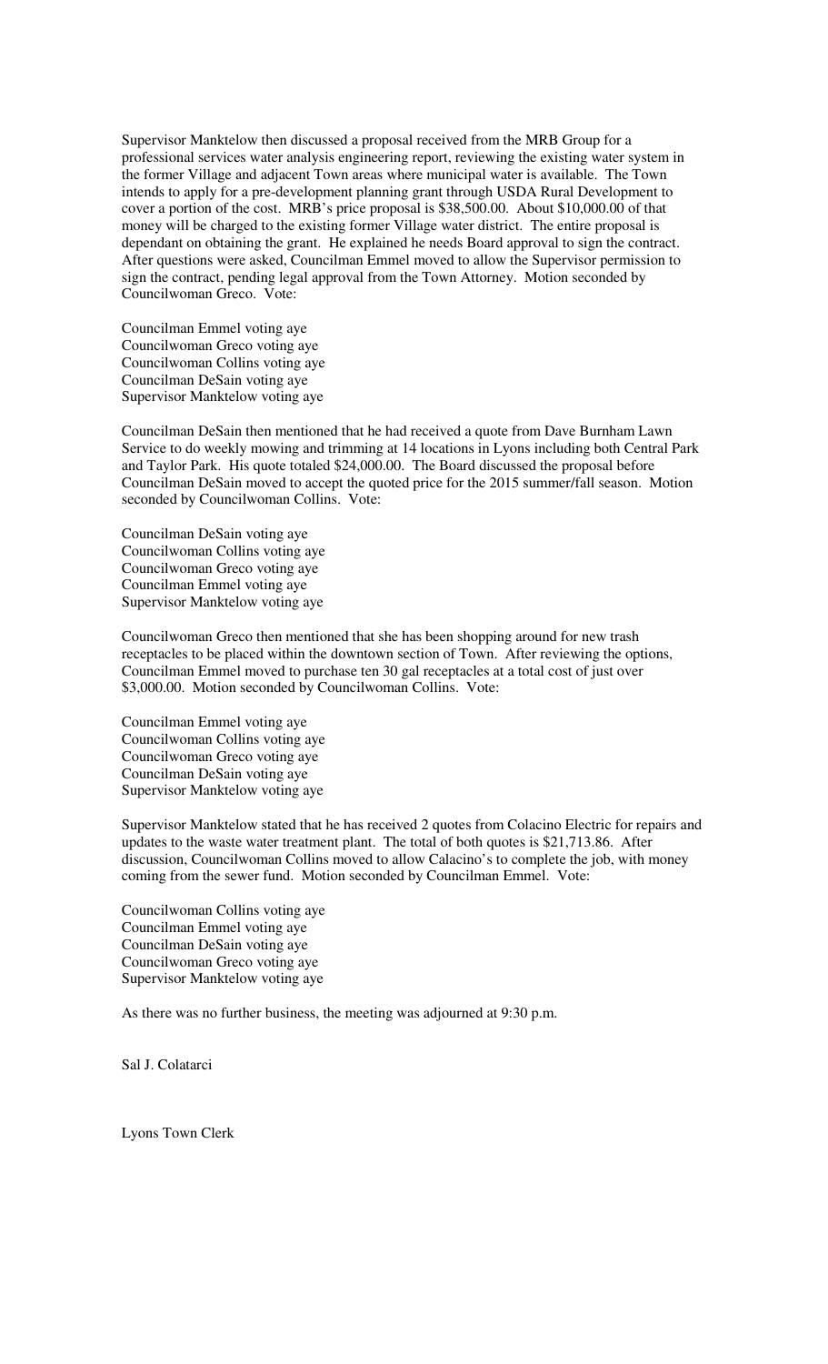Supervisor Manktelow then discussed a proposal received from the MRB Group for a professional services water analysis engineering report, reviewing the existing water system in the former Village and adjacent Town areas where municipal water is available. The Town intends to apply for a pre-development planning grant through USDA Rural Development to cover a portion of the cost. MRB's price proposal is $38,500.00. About $10,000.00 of that money will be charged to the existing former Village water district. The entire proposal is dependant on obtaining the grant. He explained he needs Board approval to sign the contract. After questions were asked, Councilman Emmel moved to allow the Supervisor permission to sign the contract, pending legal approval from the Town Attorney. Motion seconded by Councilwoman Greco. Vote:

Councilman Emmel voting aye
Councilwoman Greco voting aye
Councilwoman Collins voting aye
Councilman DeSain voting aye
Supervisor Manktelow voting aye

Councilman DeSain then mentioned that he had received a quote from Dave Burnham Lawn Service to do weekly mowing and trimming at 14 locations in Lyons including both Central Park and Taylor Park. His quote totaled $24,000.00. The Board discussed the proposal before Councilman DeSain moved to accept the quoted price for the 2015 summer/fall season. Motion seconded by Councilwoman Collins. Vote:

Councilman DeSain voting aye
Councilwoman Collins voting aye
Councilwoman Greco voting aye
Councilman Emmel voting aye
Supervisor Manktelow voting aye

Councilwoman Greco then mentioned that she has been shopping around for new trash receptacles to be placed within the downtown section of Town. After reviewing the options, Councilman Emmel moved to purchase ten 30 gal receptacles at a total cost of just over $3,000.00. Motion seconded by Councilwoman Collins. Vote:

Councilman Emmel voting aye
Councilwoman Collins voting aye
Councilwoman Greco voting aye
Councilman DeSain voting aye
Supervisor Manktelow voting aye

Supervisor Manktelow stated that he has received 2 quotes from Colacino Electric for repairs and updates to the waste water treatment plant. The total of both quotes is $21,713.86. After discussion, Councilwoman Collins moved to allow Calacino's to complete the job, with money coming from the sewer fund. Motion seconded by Councilman Emmel. Vote:

Councilwoman Collins voting aye
Councilman Emmel voting aye
Councilman DeSain voting aye
Councilwoman Greco voting aye
Supervisor Manktelow voting aye

As there was no further business, the meeting was adjourned at 9:30 p.m.

Sal J. Colatarci

Lyons Town Clerk